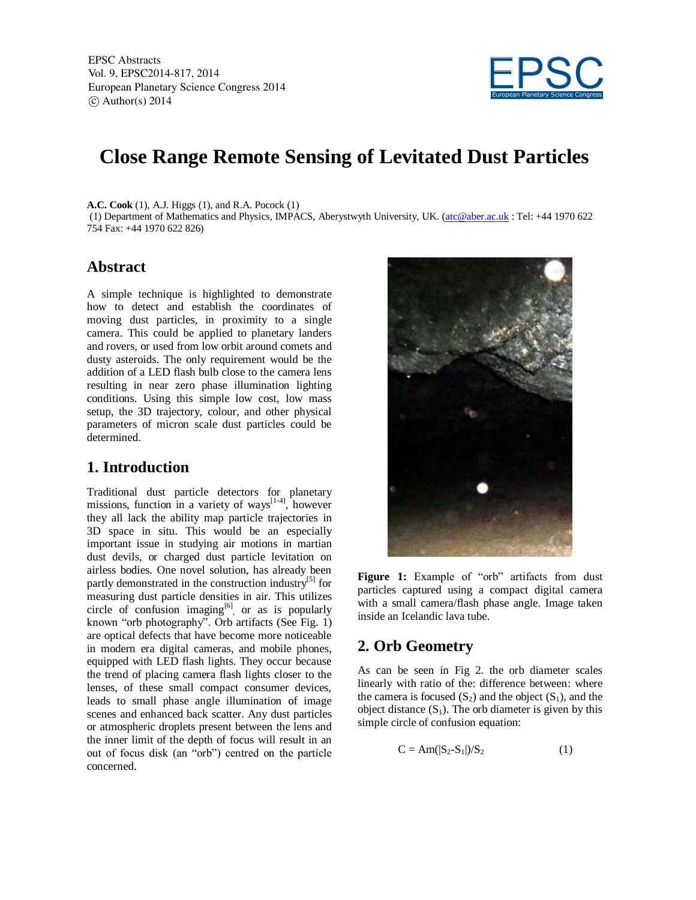# Close Range Remote Sensing of Levitated Dust Particles

**A.C. Cook** (1), A.J. Higgs (1), and R.A. Pocock (1)

(1) Department of Mathematics and Physics, IMPACS, Aberystwyth University, UK. (atc@aber.ac.uk : Tel: +44 1970 622 754 Fax: +44 1970 622 826)

## Abstract

A simple technique is highlighted to demonstrate how to detect and establish the coordinates of moving dust particles, in proximity to a single camera. This could be applied to planetary landers and rovers, or used from low orbit around comets and dusty asteroids. The only requirement would be the addition of a LED flash bulb close to the camera lens resulting in near zero phase illumination lighting conditions. Using this simple low cost, low mass setup, the 3D trajectory, colour, and other physical parameters of micron scale dust particles could be determined.

## 1. Introduction

Traditional dust particle detectors for planetary missions, function in a variety of ways[1-4], however they all lack the ability map particle trajectories in 3D space in situ. This would be an especially important issue in studying air motions in martian dust devils, or charged dust particle levitation on airless bodies. One novel solution, has already been partly demonstrated in the construction industry[5] for measuring dust particle densities in air. This utilizes circle of confusion imaging[6], or as is popularly known "orb photography". Orb artifacts (See Fig. 1) are optical defects that have become more noticeable in modern era digital cameras, and mobile phones, equipped with LED flash lights. They occur because the trend of placing camera flash lights closer to the lenses, of these small compact consumer devices, leads to small phase angle illumination of image scenes and enhanced back scatter. Any dust particles or atmospheric droplets present between the lens and the inner limit of the depth of focus will result in an out of focus disk (an "orb") centred on the particle concerned.

**Figure 1:** Example of "orb" artifacts from dust particles captured using a compact digital camera with a small camera/flash phase angle. Image taken inside an Icelandic lava tube.

## 2. Orb Geometry

As can be seen in Fig 2. the orb diameter scales linearly with ratio of the: difference between: where the camera is focused ($S_2$) and the object ($S_1$), and the object distance ($S_1$). The orb diameter is given by this simple circle of confusion equation:

$$C = Am(|S_2 - S_1|)/S_2 \qquad (1)$$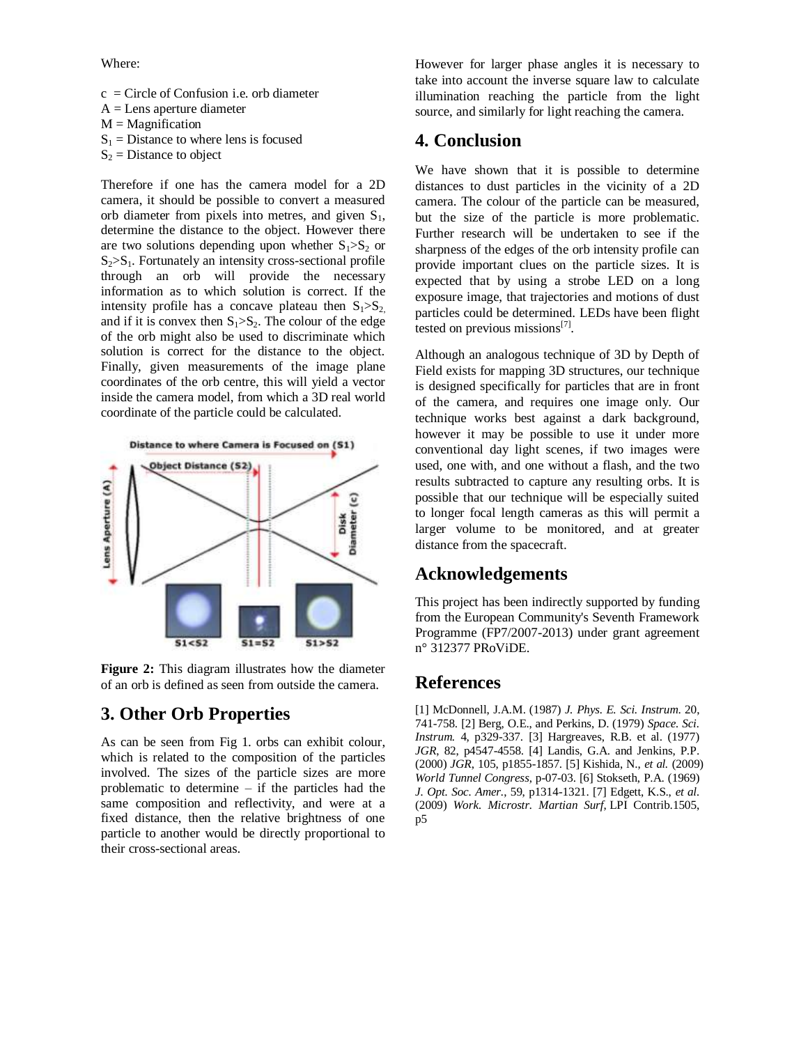Where:

$c$ = Circle of Confusion i.e. orb diameter
$A$ = Lens aperture diameter
$M$ = Magnification
$S_1$ = Distance to where lens is focused
$S_2$ = Distance to object

Therefore if one has the camera model for a 2D camera, it should be possible to convert a measured orb diameter from pixels into metres, and given $S_1$, determine the distance to the object. However there are two solutions depending upon whether $S_1 > S_2$ or $S_2 > S_1$. Fortunately an intensity cross-sectional profile through an orb will provide the necessary information as to which solution is correct. If the intensity profile has a concave plateau then $S_1 > S_2$, and if it is convex then $S_1 > S_2$. The colour of the edge of the orb might also be used to discriminate which solution is correct for the distance to the object. Finally, given measurements of the image plane coordinates of the orb centre, this will yield a vector inside the camera model, from which a 3D real world coordinate of the particle could be calculated.

Distance to where Camera is Focused on (S1)
Object Distance (S2)
Lens Aperture (A)
Disk Diameter (c)
S1<S2
S1=S2
S1>S2

**Figure 2:** This diagram illustrates how the diameter of an orb is defined as seen from outside the camera.

## 3. Other Orb Properties

As can be seen from Fig 1. orbs can exhibit colour, which is related to the composition of the particles involved. The sizes of the particle sizes are more problematic to determine – if the particles had the same composition and reflectivity, and were at a fixed distance, then the relative brightness of one particle to another would be directly proportional to their cross-sectional areas.

However for larger phase angles it is necessary to take into account the inverse square law to calculate illumination reaching the particle from the light source, and similarly for light reaching the camera.

## 4. Conclusion

We have shown that it is possible to determine distances to dust particles in the vicinity of a 2D camera. The colour of the particle can be measured, but the size of the particle is more problematic. Further research will be undertaken to see if the sharpness of the edges of the orb intensity profile can provide important clues on the particle sizes. It is expected that by using a strobe LED on a long exposure image, that trajectories and motions of dust particles could be determined. LEDs have been flight tested on previous missions[7].

Although an analogous technique of 3D by Depth of Field exists for mapping 3D structures, our technique is designed specifically for particles that are in front of the camera, and requires one image only. Our technique works best against a dark background, however it may be possible to use it under more conventional day light scenes, if two images were used, one with, and one without a flash, and the two results subtracted to capture any resulting orbs. It is possible that our technique will be especially suited to longer focal length cameras as this will permit a larger volume to be monitored, and at greater distance from the spacecraft.

## Acknowledgements

This project has been indirectly supported by funding from the European Community's Seventh Framework Programme (FP7/2007-2013) under grant agreement n° 312377 PRoViDE.

## References

[1] McDonnell, J.A.M. (1987) *J. Phys. E. Sci. Instrum.* 20, 741-758. [2] Berg, O.E., and Perkins, D. (1979) *Space. Sci. Instrum.* 4, p329-337. [3] Hargreaves, R.B. et al. (1977) *JGR*, 82, p4547-4558. [4] Landis, G.A. and Jenkins, P.P. (2000) *JGR*, 105, p1855-1857. [5] Kishida, N., *et al.* (2009) *World Tunnel Congress*, p-07-03. [6] Stokseth, P.A. (1969) *J. Opt. Soc. Amer.*, 59, p1314-1321. [7] Edgett, K.S., *et al.* (2009) *Work. Microstr. Martian Surf*, LPI Contrib.1505, p5